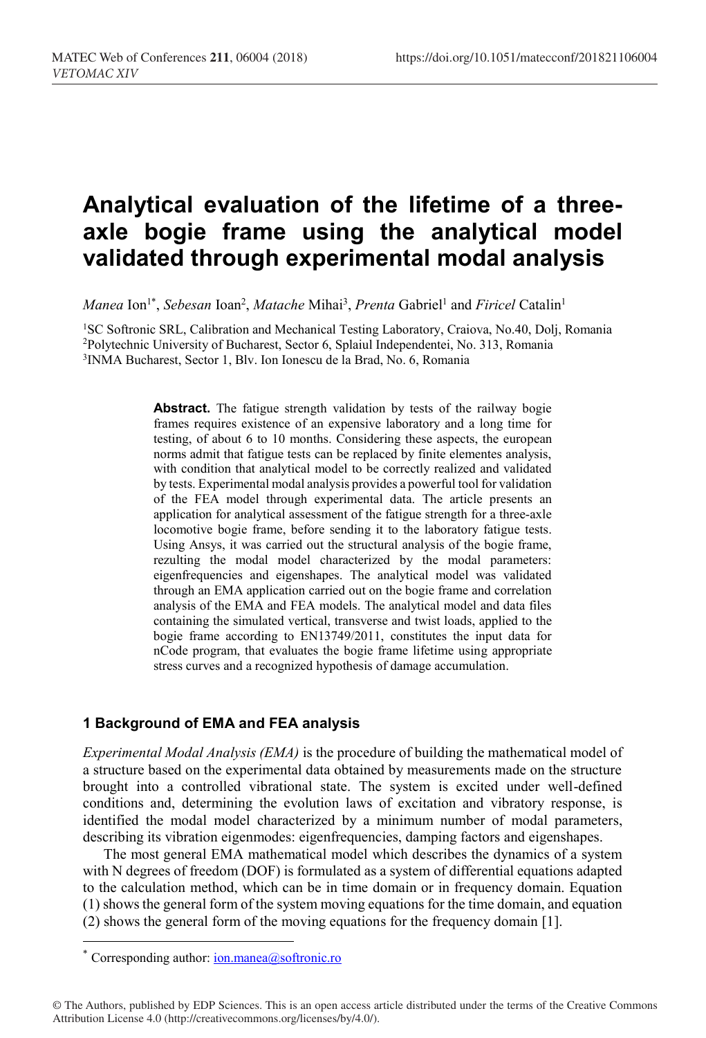# Analytical evaluation of the lifetime of a three-axle bogie frame using the analytical model validated through experimental modal analysis

*Manea* Ion[1*], *Sebesan* Ioan[2], *Matache* Mihai[3], *Prenta* Gabriel[1] and *Diricel* Catalin[1]

[1]SC Softronic SRL, Calibration and Mechanical Testing Laboratory, Craiova, No.40, Dolj, Romania
[2]Polytechnic University of Bucharest, Sector 6, Splaiul Independentei, No. 313, Romania
[3]INMA Bucharest, Sector 1, Blv. Ion Ionescu de la Brad, No. 6, Romania

**Abstract.** The fatigue strength validation by tests of the railway bogie frames requires existence of an expensive laboratory and a long time for testing, of about 6 to 10 months. Considering these aspects, the european norms admit that fatigue tests can be replaced by finite elementes analysis, with condition that analytical model to be correctly realized and validated by tests. Experimental modal analysis provides a powerful tool for validation of the FEA model through experimental data. The article presents an application for analytical assessment of the fatigue strength for a three-axle locomotive bogie frame, before sending it to the laboratory fatigue tests. Using Ansys, it was carried out the structural analysis of the bogie frame, rezulting the modal model characterized by the modal parameters: eigenfrequencies and eigenshapes. The analytical model was validated through an EMA application carried out on the bogie frame and correlation analysis of the EMA and FEA models. The analytical model and data files containing the simulated vertical, transverse and twist loads, applied to the bogie frame according to EN13749/2011, constitutes the input data for nCode program, that evaluates the bogie frame lifetime using appropriate stress curves and a recognized hypothesis of damage accumulation.

## 1 Background of EMA and FEA analysis

*Experimental Modal Analysis (EMA)* is the procedure of building the mathematical model of a structure based on the experimental data obtained by measurements made on the structure brought into a controlled vibrational state. The system is excited under well-defined conditions and, determining the evolution laws of excitation and vibratory response, is identified the modal model characterized by a minimum number of modal parameters, describing its vibration eigenmodes: eigenfrequencies, damping factors and eigenshapes.

The most general EMA mathematical model which describes the dynamics of a system with N degrees of freedom (DOF) is formulated as a system of differential equations adapted to the calculation method, which can be in time domain or in frequency domain. Equation (1) shows the general form of the system moving equations for the time domain, and equation (2) shows the general form of the moving equations for the frequency domain [1].

* Corresponding author: ion.manea@softronic.ro

© The Authors, published by EDP Sciences. This is an open access article distributed under the terms of the Creative Commons Attribution License 4.0 (http://creativecommons.org/licenses/by/4.0/).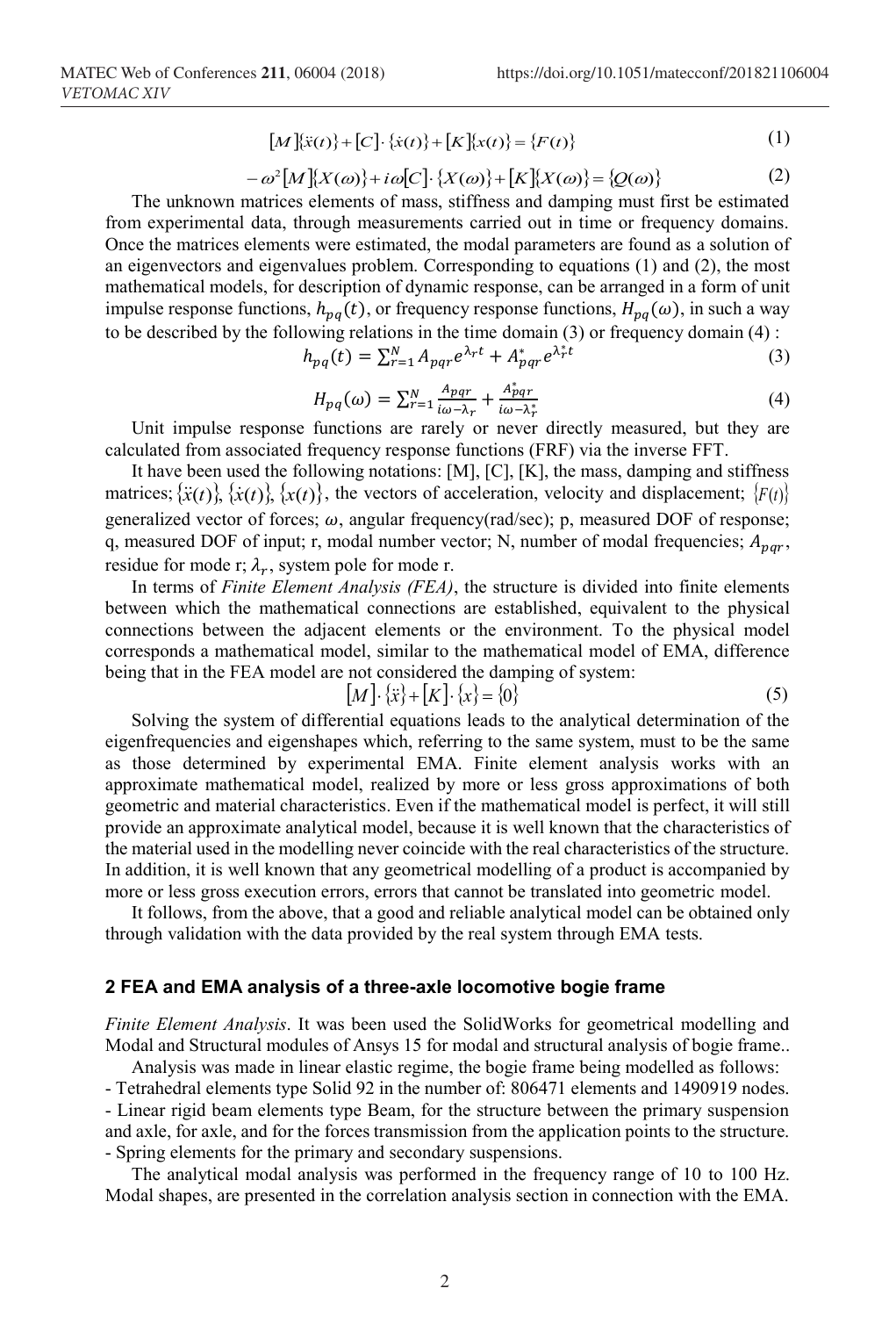$$[M]\{\ddot{x}(t)\}+[C]\cdot\{\dot{x}(t)\}+[K]\{x(t)\}=\{F(t)\} \tag{1}$$

$$-\omega^2[M]\{X(\omega)\}+i\omega[C]\cdot\{X(\omega)\}+[K]\{X(\omega)\}=\{Q(\omega)\} \tag{2}$$

The unknown matrices elements of mass, stiffness and damping must first be estimated from experimental data, through measurements carried out in time or frequency domains. Once the matrices elements were estimated, the modal parameters are found as a solution of an eigenvectors and eigenvalues problem. Corresponding to equations (1) and (2), the most mathematical models, for description of dynamic response, can be arranged in a form of unit impulse response functions, $h_{pq}(t)$, or frequency response functions, $H_{pq}(\omega)$, in such a way to be described by the following relations in the time domain (3) or frequency domain (4) :

$$h_{pq}(t)=\sum_{r=1}^{N} A_{pqr}e^{\lambda_r t}+A_{pqr}^{*}e^{\lambda_r^{*} t} \tag{3}$$

$$H_{pq}(\omega)=\sum_{r=1}^{N}\frac{A_{pqr}}{i\omega-\lambda_r}+\frac{A_{pqr}^{*}}{i\omega-\lambda_r^{*}} \tag{4}$$

Unit impulse response functions are rarely or never directly measured, but they are calculated from associated frequency response functions (FRF) via the inverse FFT.

It have been used the following notations: [M], [C], [K], the mass, damping and stiffness matrices; $\{\ddot{x}(t)\}$, $\{\dot{x}(t)\}$, $\{x(t)\}$, the vectors of acceleration, velocity and displacement; $\{F(t)\}$ generalized vector of forces; $\omega$, angular frequency(rad/sec); p, measured DOF of response; q, measured DOF of input; r, modal number vector; N, number of modal frequencies; $A_{pqr}$, residue for mode r; $\lambda_r$, system pole for mode r.

In terms of *Finite Element Analysis (FEA)*, the structure is divided into finite elements between which the mathematical connections are established, equivalent to the physical connections between the adjacent elements or the environment. To the physical model corresponds a mathematical model, similar to the mathematical model of EMA, difference being that in the FEA model are not considered the damping of system:

$$[M]\cdot\{\ddot{x}\}+[K]\cdot\{x\}=\{0\} \tag{5}$$

Solving the system of differential equations leads to the analytical determination of the eigenfrequencies and eigenshapes which, referring to the same system, must to be the same as those determined by experimental EMA. Finite element analysis works with an approximate mathematical model, realized by more or less gross approximations of both geometric and material characteristics. Even if the mathematical model is perfect, it will still provide an approximate analytical model, because it is well known that the characteristics of the material used in the modelling never coincide with the real characteristics of the structure. In addition, it is well known that any geometrical modelling of a product is accompanied by more or less gross execution errors, errors that cannot be translated into geometric model.

It follows, from the above, that a good and reliable analytical model can be obtained only through validation with the data provided by the real system through EMA tests.

## 2 FEA and EMA analysis of a three-axle locomotive bogie frame

*Finite Element Analysis*. It was been used the SolidWorks for geometrical modelling and Modal and Structural modules of Ansys 15 for modal and structural analysis of bogie frame..

Analysis was made in linear elastic regime, the bogie frame being modelled as follows:

- Tetrahedral elements type Solid 92 in the number of: 806471 elements and 1490919 nodes.
- Linear rigid beam elements type Beam, for the structure between the primary suspension and axle, for axle, and for the forces transmission from the application points to the structure.
- Spring elements for the primary and secondary suspensions.

The analytical modal analysis was performed in the frequency range of 10 to 100 Hz. Modal shapes, are presented in the correlation analysis section in connection with the EMA.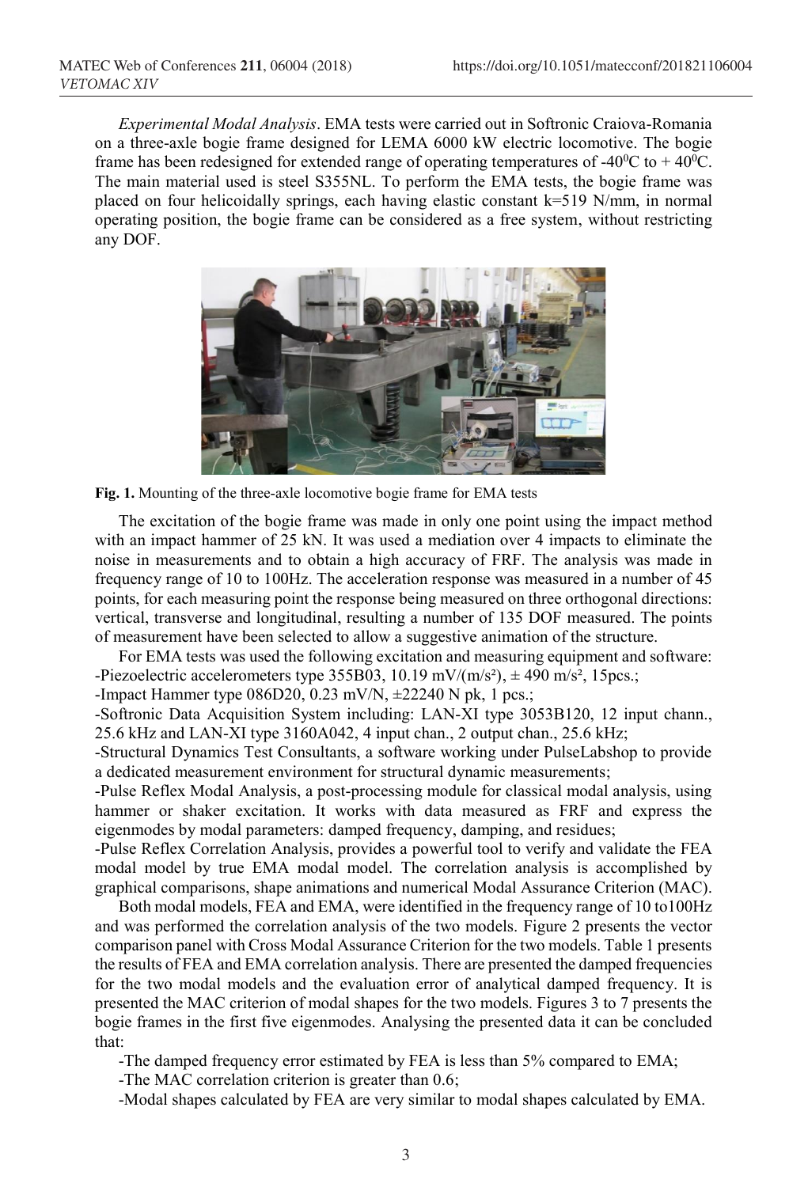*Experimental Modal Analysis*. EMA tests were carried out in Softronic Craiova-Romania on a three-axle bogie frame designed for LEMA 6000 kW electric locomotive. The bogie frame has been redesigned for extended range of operating temperatures of -40$^0$C to + 40$^0$C. The main material used is steel S355NL. To perform the EMA tests, the bogie frame was placed on four helicoidally springs, each having elastic constant k=519 N/mm, in normal operating position, the bogie frame can be considered as a free system, without restricting any DOF.

**Fig. 1.** Mounting of the three-axle locomotive bogie frame for EMA tests

The excitation of the bogie frame was made in only one point using the impact method with an impact hammer of 25 kN. It was used a mediation over 4 impacts to eliminate the noise in measurements and to obtain a high accuracy of FRF. The analysis was made in frequency range of 10 to 100Hz. The acceleration response was measured in a number of 45 points, for each measuring point the response being measured on three orthogonal directions: vertical, transverse and longitudinal, resulting a number of 135 DOF measured. The points of measurement have been selected to allow a suggestive animation of the structure.

For EMA tests was used the following excitation and measuring equipment and software:
-Piezoelectric accelerometers type 355B03, 10.19 mV/(m/s²), ± 490 m/s², 15pcs.;
-Impact Hammer type 086D20, 0.23 mV/N, ±22240 N pk, 1 pcs.;
-Softronic Data Acquisition System including: LAN-XI type 3053B120, 12 input chann., 25.6 kHz and LAN-XI type 3160A042, 4 input chan., 2 output chan., 25.6 kHz;
-Structural Dynamics Test Consultants, a software working under PulseLabshop to provide a dedicated measurement environment for structural dynamic measurements;
-Pulse Reflex Modal Analysis, a post-processing module for classical modal analysis, using hammer or shaker excitation. It works with data measured as FRF and express the eigenmodes by modal parameters: damped frequency, damping, and residues;
-Pulse Reflex Correlation Analysis, provides a powerful tool to verify and validate the FEA modal model by true EMA modal model. The correlation analysis is accomplished by graphical comparisons, shape animations and numerical Modal Assurance Criterion (MAC).

Both modal models, FEA and EMA, were identified in the frequency range of 10 to100Hz and was performed the correlation analysis of the two models. Figure 2 presents the vector comparison panel with Cross Modal Assurance Criterion for the two models. Table 1 presents the results of FEA and EMA correlation analysis. There are presented the damped frequencies for the two modal models and the evaluation error of analytical damped frequency. It is presented the MAC criterion of modal shapes for the two models. Figures 3 to 7 presents the bogie frames in the first five eigenmodes. Analysing the presented data it can be concluded that:

-The damped frequency error estimated by FEA is less than 5% compared to EMA;
-The MAC correlation criterion is greater than 0.6;
-Modal shapes calculated by FEA are very similar to modal shapes calculated by EMA.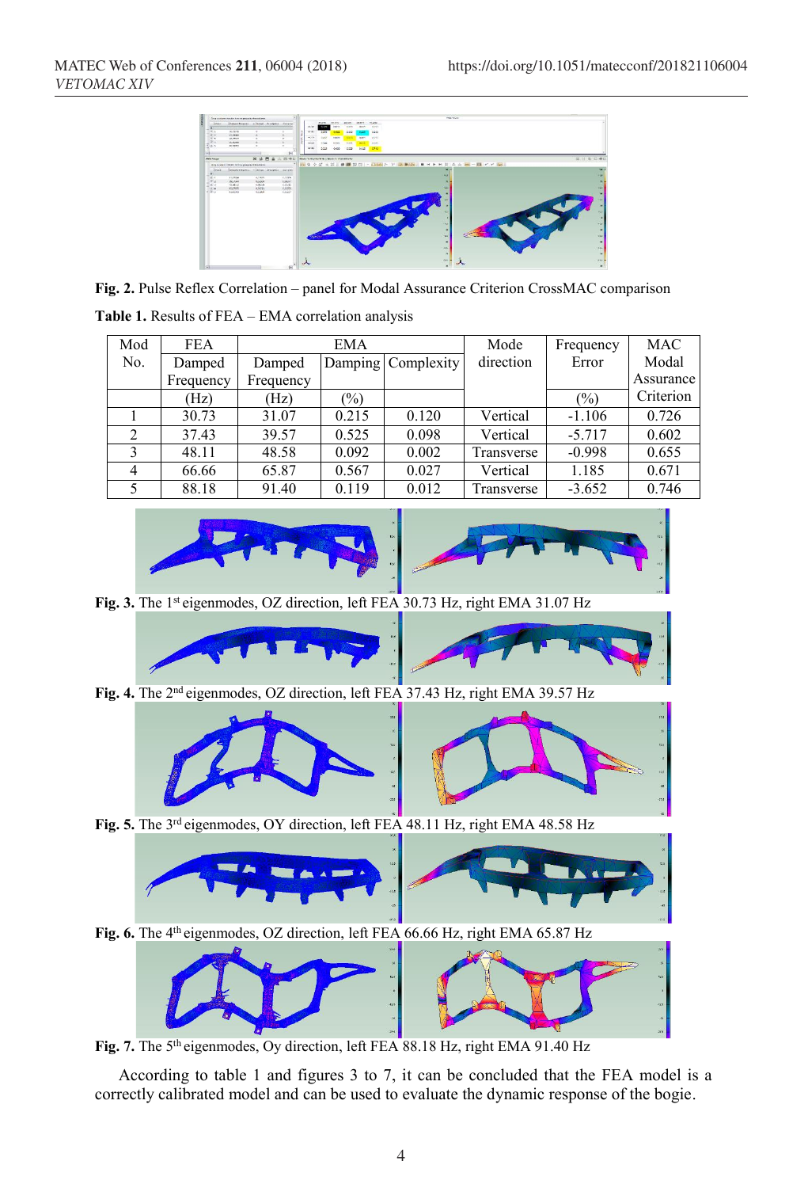**Fig. 2.** Pulse Reflex Correlation – panel for Modal Assurance Criterion CrossMAC comparison

**Table 1.** Results of FEA – EMA correlation analysis

| Mod No. | FEA Damped Frequency (Hz) | EMA Damped Frequency (Hz) | EMA Damping (%) | EMA Complexity | Mode direction | Frequency Error (%) | MAC Modal Assurance Criterion |
|---|---|---|---|---|---|---|---|
| 1 | 30.73 | 31.07 | 0.215 | 0.120 | Vertical | -1.106 | 0.726 |
| 2 | 37.43 | 39.57 | 0.525 | 0.098 | Vertical | -5.717 | 0.602 |
| 3 | 48.11 | 48.58 | 0.092 | 0.002 | Transverse | -0.998 | 0.655 |
| 4 | 66.66 | 65.87 | 0.567 | 0.027 | Vertical | 1.185 | 0.671 |
| 5 | 88.18 | 91.40 | 0.119 | 0.012 | Transverse | -3.652 | 0.746 |

**Fig. 3.** The 1st eigenmodes, OZ direction, left FEA 30.73 Hz, right EMA 31.07 Hz

**Fig. 4.** The 2nd eigenmodes, OZ direction, left FEA 37.43 Hz, right EMA 39.57 Hz

**Fig. 5.** The 3rd eigenmodes, OY direction, left FEA 48.11 Hz, right EMA 48.58 Hz

**Fig. 6.** The 4th eigenmodes, OZ direction, left FEA 66.66 Hz, right EMA 65.87 Hz

**Fig. 7.** The 5th eigenmodes, Oy direction, left FEA 88.18 Hz, right EMA 91.40 Hz

According to table 1 and figures 3 to 7, it can be concluded that the FEA model is a correctly calibrated model and can be used to evaluate the dynamic response of the bogie.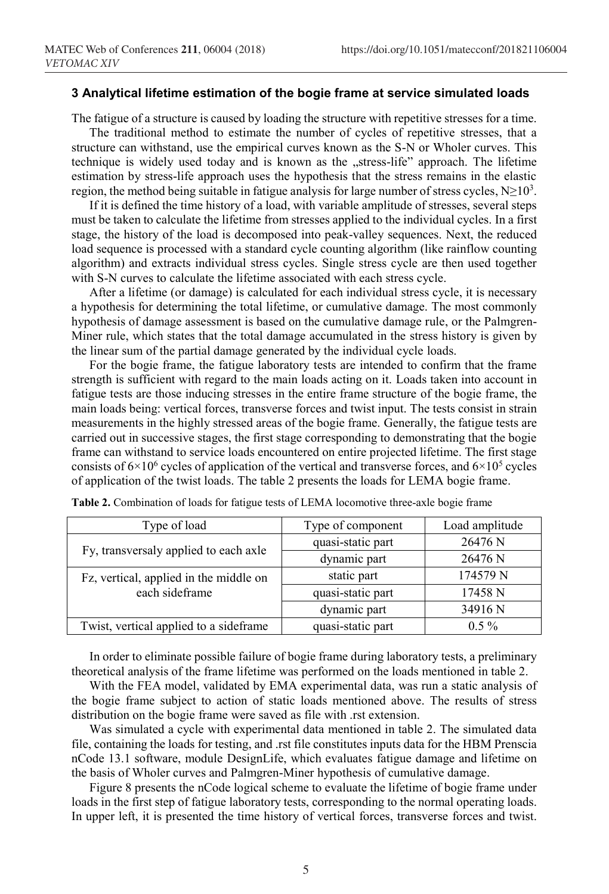## 3 Analytical lifetime estimation of the bogie frame at service simulated loads

The fatigue of a structure is caused by loading the structure with repetitive stresses for a time.

The traditional method to estimate the number of cycles of repetitive stresses, that a structure can withstand, use the empirical curves known as the S-N or Wholer curves. This technique is widely used today and is known as the „stress-life" approach. The lifetime estimation by stress-life approach uses the hypothesis that the stress remains in the elastic region, the method being suitable in fatigue analysis for large number of stress cycles, $N \geq 10^3$.

If it is defined the time history of a load, with variable amplitude of stresses, several steps must be taken to calculate the lifetime from stresses applied to the individual cycles. In a first stage, the history of the load is decomposed into peak-valley sequences. Next, the reduced load sequence is processed with a standard cycle counting algorithm (like rainflow counting algorithm) and extracts individual stress cycles. Single stress cycle are then used together with S-N curves to calculate the lifetime associated with each stress cycle.

After a lifetime (or damage) is calculated for each individual stress cycle, it is necessary a hypothesis for determining the total lifetime, or cumulative damage. The most commonly hypothesis of damage assessment is based on the cumulative damage rule, or the Palmgren-Miner rule, which states that the total damage accumulated in the stress history is given by the linear sum of the partial damage generated by the individual cycle loads.

For the bogie frame, the fatigue laboratory tests are intended to confirm that the frame strength is sufficient with regard to the main loads acting on it. Loads taken into account in fatigue tests are those inducing stresses in the entire frame structure of the bogie frame, the main loads being: vertical forces, transverse forces and twist input. The tests consist in strain measurements in the highly stressed areas of the bogie frame. Generally, the fatigue tests are carried out in successive stages, the first stage corresponding to demonstrating that the bogie frame can withstand to service loads encountered on entire projected lifetime. The first stage consists of $6\times10^6$ cycles of application of the vertical and transverse forces, and $6\times10^5$ cycles of application of the twist loads. The table 2 presents the loads for LEMA bogie frame.

**Table 2.** Combination of loads for fatigue tests of LEMA locomotive three-axle bogie frame

| Type of load | Type of component | Load amplitude |
|---|---|---|
| Fy, transversaly applied to each axle | quasi-static part | 26476 N |
| | dynamic part | 26476 N |
| Fz, vertical, applied in the middle on each sideframe | static part | 174579 N |
| | quasi-static part | 17458 N |
| | dynamic part | 34916 N |
| Twist, vertical applied to a sideframe | quasi-static part | 0.5 % |

In order to eliminate possible failure of bogie frame during laboratory tests, a preliminary theoretical analysis of the frame lifetime was performed on the loads mentioned in table 2.

With the FEA model, validated by EMA experimental data, was run a static analysis of the bogie frame subject to action of static loads mentioned above. The results of stress distribution on the bogie frame were saved as file with .rst extension.

Was simulated a cycle with experimental data mentioned in table 2. The simulated data file, containing the loads for testing, and .rst file constitutes inputs data for the HBM Prenscia nCode 13.1 software, module DesignLife, which evaluates fatigue damage and lifetime on the basis of Wholer curves and Palmgren-Miner hypothesis of cumulative damage.

Figure 8 presents the nCode logical scheme to evaluate the lifetime of bogie frame under loads in the first step of fatigue laboratory tests, corresponding to the normal operating loads. In upper left, it is presented the time history of vertical forces, transverse forces and twist.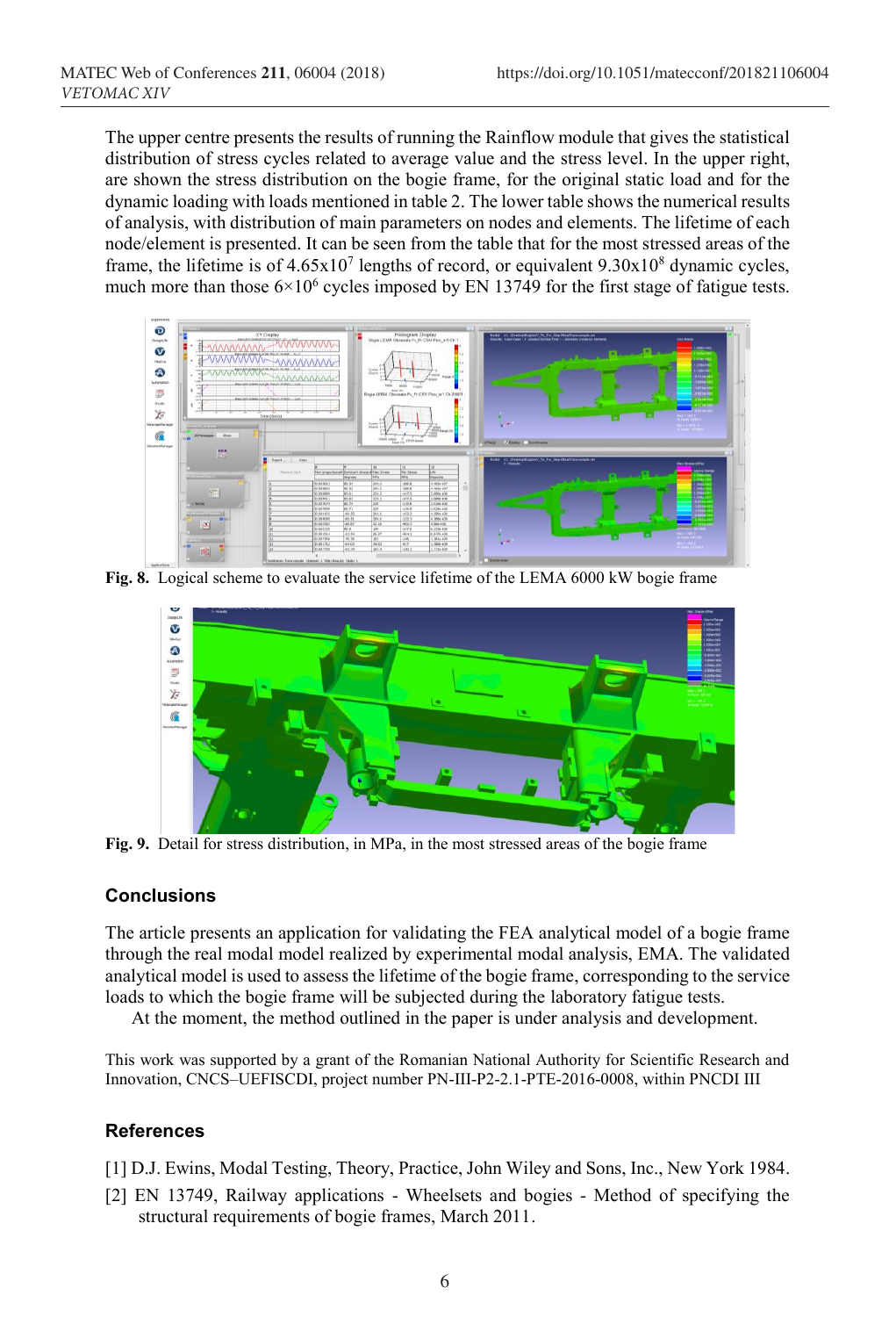The upper centre presents the results of running the Rainflow module that gives the statistical distribution of stress cycles related to average value and the stress level. In the upper right, are shown the stress distribution on the bogie frame, for the original static load and for the dynamic loading with loads mentioned in table 2. The lower table shows the numerical results of analysis, with distribution of main parameters on nodes and elements. The lifetime of each node/element is presented. It can be seen from the table that for the most stressed areas of the frame, the lifetime is of $4.65 \times 10^7$ lengths of record, or equivalent $9.30 \times 10^8$ dynamic cycles, much more than those $6 \times 10^6$ cycles imposed by EN 13749 for the first stage of fatigue tests.

**Fig. 8.** Logical scheme to evaluate the service lifetime of the LEMA 6000 kW bogie frame

**Fig. 9.** Detail for stress distribution, in MPa, in the most stressed areas of the bogie frame

## Conclusions

The article presents an application for validating the FEA analytical model of a bogie frame through the real modal model realized by experimental modal analysis, EMA. The validated analytical model is used to assess the lifetime of the bogie frame, corresponding to the service loads to which the bogie frame will be subjected during the laboratory fatigue tests.

At the moment, the method outlined in the paper is under analysis and development.

This work was supported by a grant of the Romanian National Authority for Scientific Research and Innovation, CNCS–UEFISCDI, project number PN-III-P2-2.1-PTE-2016-0008, within PNCDI III

## References

[1] D.J. Ewins, Modal Testing, Theory, Practice, John Wiley and Sons, Inc., New York 1984.

[2] EN 13749, Railway applications - Wheelsets and bogies - Method of specifying the structural requirements of bogie frames, March 2011.